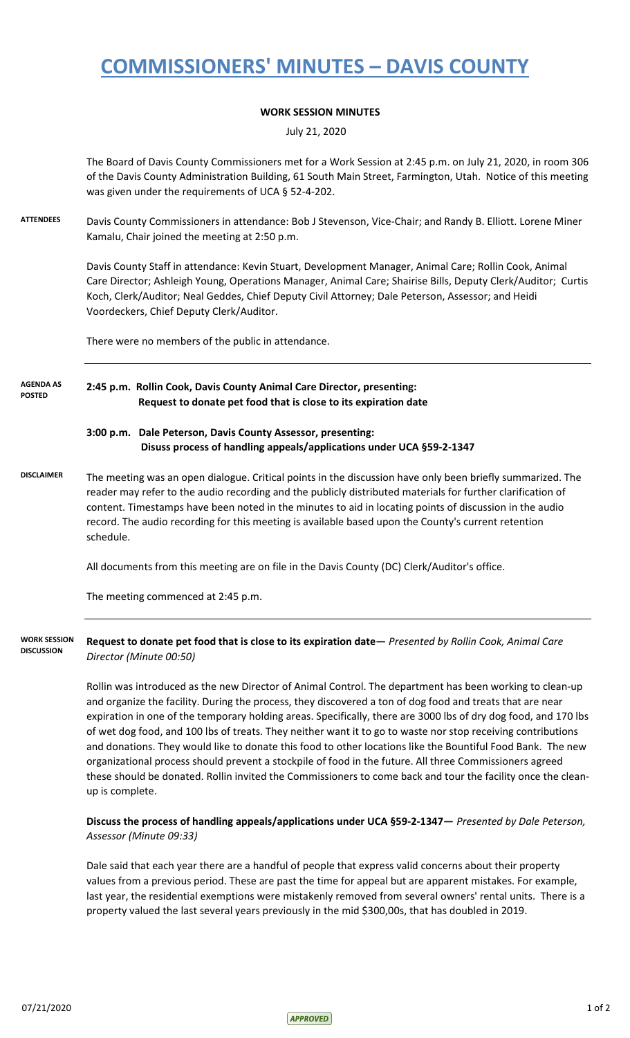# COMMISSIONERS' MINUTES – DAVIS COUNTY

**WORK SESSION MINUTES**

July 21, 2020

The Board of Davis County Commissioners met for a Work Session at 2:45 p.m. on July 21, 2020, in room 306 of the Davis County Administration Building, 61 South Main Street, Farmington, Utah. Notice of this meeting was given under the requirements of UCA § 52-4-202.

**ATTENDEES**

Davis County Commissioners in attendance: Bob J Stevenson, Vice-Chair; and Randy B. Elliott. Lorene Miner Kamalu, Chair joined the meeting at 2:50 p.m.

Davis County Staff in attendance: Kevin Stuart, Development Manager, Animal Care; Rollin Cook, Animal Care Director; Ashleigh Young, Operations Manager, Animal Care; Shairise Bills, Deputy Clerk/Auditor; Curtis Koch, Clerk/Auditor; Neal Geddes, Chief Deputy Civil Attorney; Dale Peterson, Assessor; and Heidi Voordeckers, Chief Deputy Clerk/Auditor.

There were no members of the public in attendance.

**AGENDA AS POSTED**

**2:45 p.m. Rollin Cook, Davis County Animal Care Director, presenting:**
**Request to donate pet food that is close to its expiration date**

**3:00 p.m. Dale Peterson, Davis County Assessor, presenting:**
**Disuss process of handling appeals/applications under UCA §59-2-1347**

**DISCLAIMER**

The meeting was an open dialogue. Critical points in the discussion have only been briefly summarized. The reader may refer to the audio recording and the publicly distributed materials for further clarification of content. Timestamps have been noted in the minutes to aid in locating points of discussion in the audio record. The audio recording for this meeting is available based upon the County's current retention schedule.

All documents from this meeting are on file in the Davis County (DC) Clerk/Auditor's office.

The meeting commenced at 2:45 p.m.

**WORK SESSION DISCUSSION**

**Request to donate pet food that is close to its expiration date—** *Presented by Rollin Cook, Animal Care Director (Minute 00:50)*

Rollin was introduced as the new Director of Animal Control. The department has been working to clean-up and organize the facility. During the process, they discovered a ton of dog food and treats that are near expiration in one of the temporary holding areas. Specifically, there are 3000 lbs of dry dog food, and 170 lbs of wet dog food, and 100 lbs of treats. They neither want it to go to waste nor stop receiving contributions and donations. They would like to donate this food to other locations like the Bountiful Food Bank. The new organizational process should prevent a stockpile of food in the future. All three Commissioners agreed these should be donated. Rollin invited the Commissioners to come back and tour the facility once the clean-up is complete.

**Discuss the process of handling appeals/applications under UCA §59-2-1347—** *Presented by Dale Peterson, Assessor (Minute 09:33)*

Dale said that each year there are a handful of people that express valid concerns about their property values from a previous period. These are past the time for appeal but are apparent mistakes. For example, last year, the residential exemptions were mistakenly removed from several owners' rental units. There is a property valued the last several years previously in the mid $300,00s, that has doubled in 2019.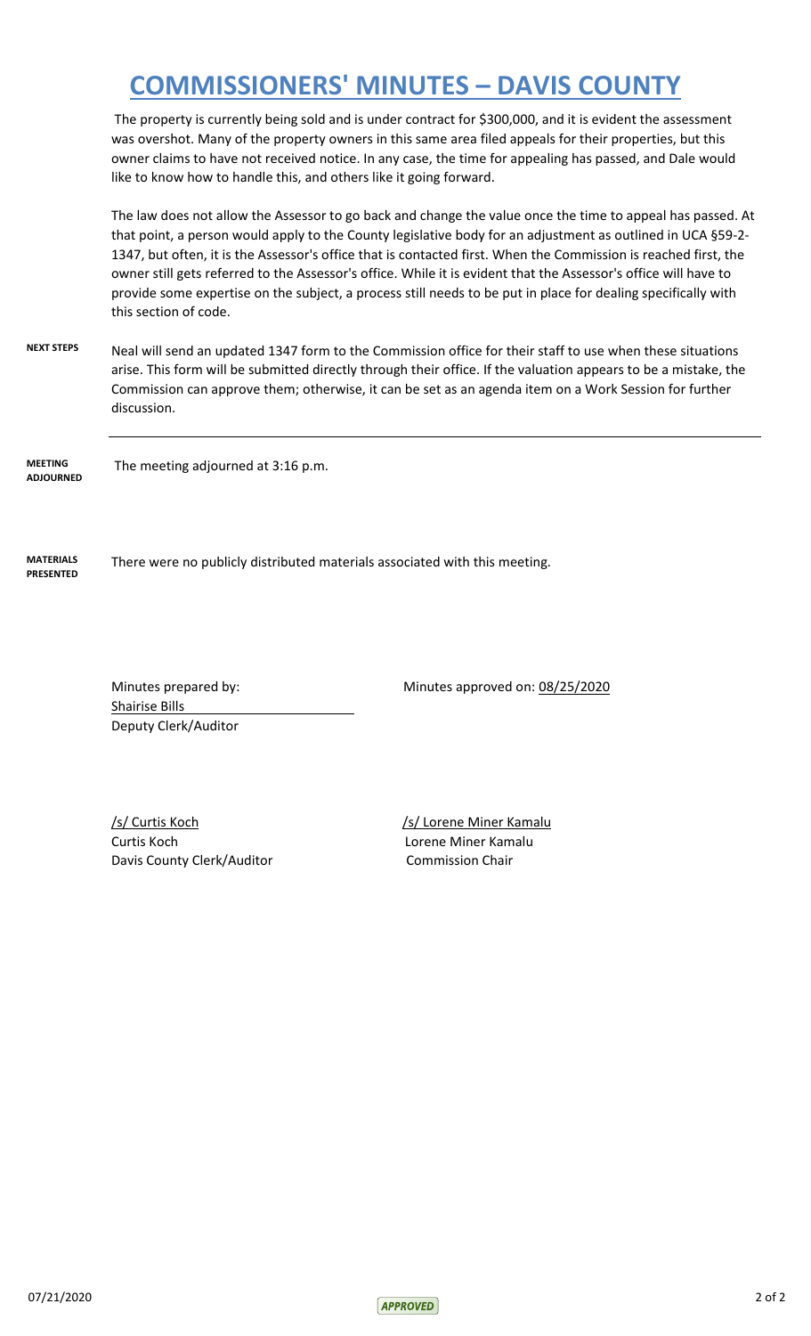# COMMISSIONERS' MINUTES – DAVIS COUNTY

The property is currently being sold and is under contract for $300,000, and it is evident the assessment was overshot. Many of the property owners in this same area filed appeals for their properties, but this owner claims to have not received notice. In any case, the time for appealing has passed, and Dale would like to know how to handle this, and others like it going forward.

The law does not allow the Assessor to go back and change the value once the time to appeal has passed. At that point, a person would apply to the County legislative body for an adjustment as outlined in UCA §59-2-1347, but often, it is the Assessor's office that is contacted first. When the Commission is reached first, the owner still gets referred to the Assessor's office. While it is evident that the Assessor's office will have to provide some expertise on the subject, a process still needs to be put in place for dealing specifically with this section of code.

**NEXT STEPS** Neal will send an updated 1347 form to the Commission office for their staff to use when these situations arise. This form will be submitted directly through their office. If the valuation appears to be a mistake, the Commission can approve them; otherwise, it can be set as an agenda item on a Work Session for further discussion.

---

**MEETING ADJOURNED** The meeting adjourned at 3:16 p.m.

**MATERIALS PRESENTED** There were no publicly distributed materials associated with this meeting.

Minutes prepared by:
Shairise Bills
Deputy Clerk/Auditor

Minutes approved on: 08/25/2020

/s/ Curtis Koch
Curtis Koch
Davis County Clerk/Auditor

/s/ Lorene Miner Kamalu
Lorene Miner Kamalu
Commission Chair

07/21/2020

APPROVED